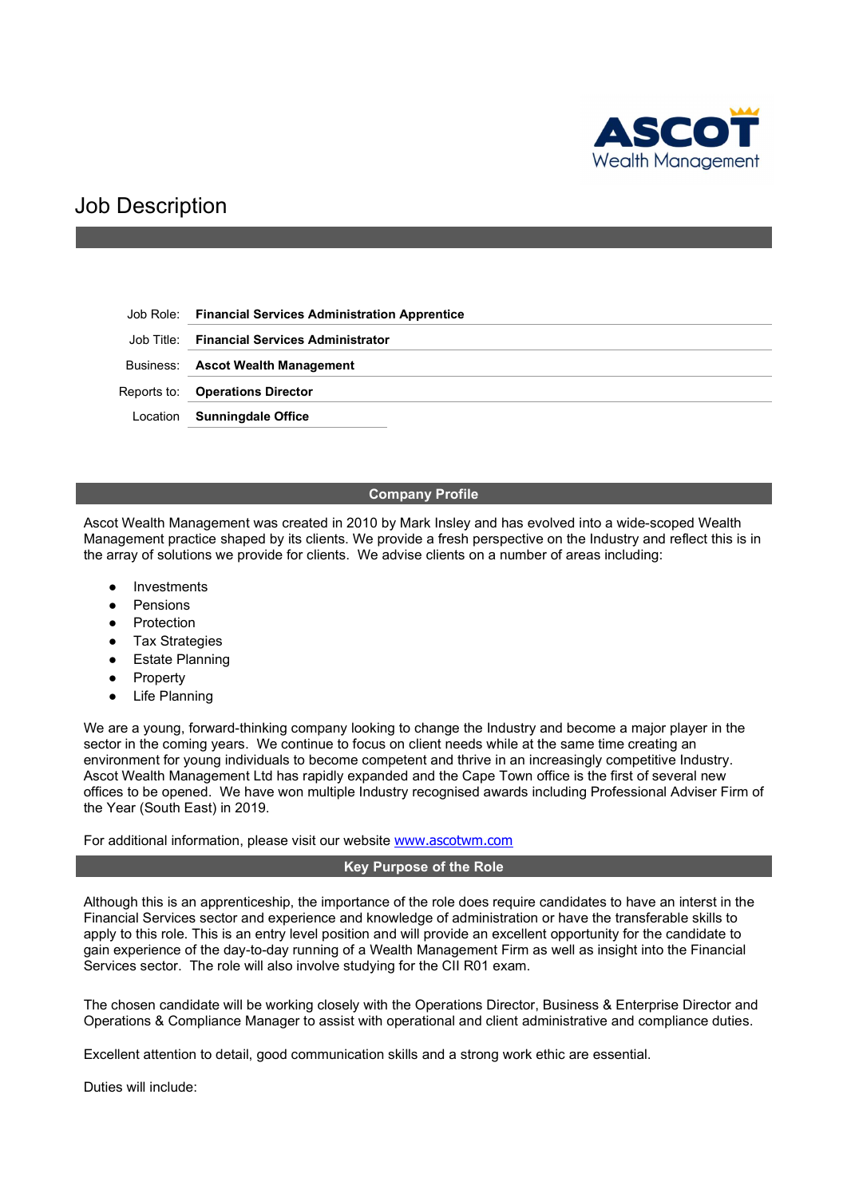ASCOT Wealth Management

# Job Description

| | |
|---|---|
| Job Role: | **Financial Services Administration Apprentice** |
| Job Title: | **Financial Services Administrator** |
| Business: | **Ascot Wealth Management** |
| Reports to: | **Operations Director** |
| Location | **Sunningdale Office** |

## Company Profile

Ascot Wealth Management was created in 2010 by Mark Insley and has evolved into a wide-scoped Wealth Management practice shaped by its clients. We provide a fresh perspective on the Industry and reflect this is in the array of solutions we provide for clients. We advise clients on a number of areas including:

- Investments
- Pensions
- Protection
- Tax Strategies
- Estate Planning
- Property
- Life Planning

We are a young, forward-thinking company looking to change the Industry and become a major player in the sector in the coming years. We continue to focus on client needs while at the same time creating an environment for young individuals to become competent and thrive in an increasingly competitive Industry. Ascot Wealth Management Ltd has rapidly expanded and the Cape Town office is the first of several new offices to be opened. We have won multiple Industry recognised awards including Professional Adviser Firm of the Year (South East) in 2019.

For additional information, please visit our website [www.ascotwm.com](http://www.ascotwm.com)

## Key Purpose of the Role

Although this is an apprenticeship, the importance of the role does require candidates to have an interest in the Financial Services sector and experience and knowledge of administration or have the transferable skills to apply to this role. This is an entry level position and will provide an excellent opportunity for the candidate to gain experience of the day-to-day running of a Wealth Management Firm as well as insight into the Financial Services sector. The role will also involve studying for the CII R01 exam.

The chosen candidate will be working closely with the Operations Director, Business & Enterprise Director and Operations & Compliance Manager to assist with operational and client administrative and compliance duties.

Excellent attention to detail, good communication skills and a strong work ethic are essential.

Duties will include: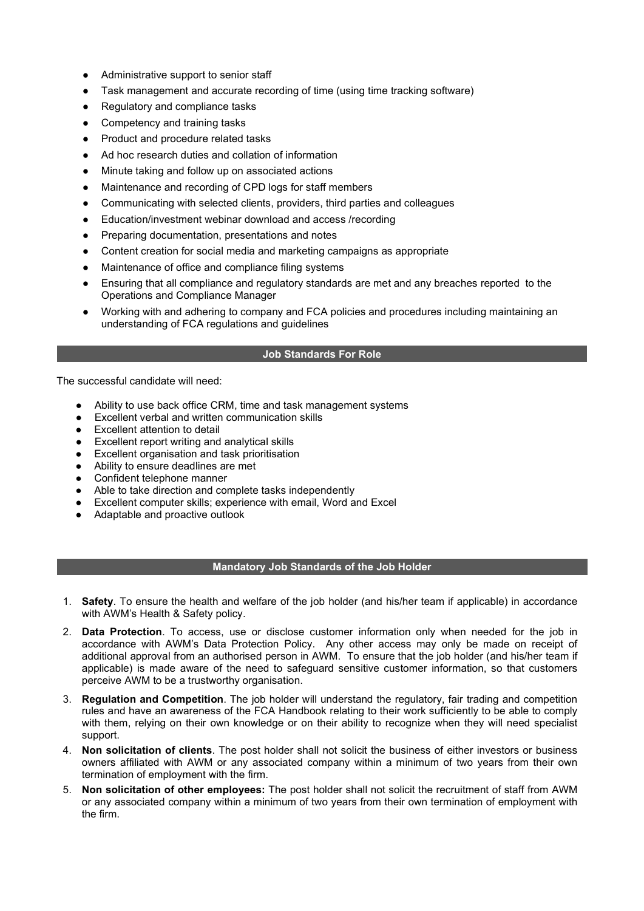- Administrative support to senior staff
- Task management and accurate recording of time (using time tracking software)
- Regulatory and compliance tasks
- Competency and training tasks
- Product and procedure related tasks
- Ad hoc research duties and collation of information
- Minute taking and follow up on associated actions
- Maintenance and recording of CPD logs for staff members
- Communicating with selected clients, providers, third parties and colleagues
- Education/investment webinar download and access /recording
- Preparing documentation, presentations and notes
- Content creation for social media and marketing campaigns as appropriate
- Maintenance of office and compliance filing systems
- Ensuring that all compliance and regulatory standards are met and any breaches reported to the Operations and Compliance Manager
- Working with and adhering to company and FCA policies and procedures including maintaining an understanding of FCA regulations and guidelines

## Job Standards For Role

The successful candidate will need:

- Ability to use back office CRM, time and task management systems
- Excellent verbal and written communication skills
- Excellent attention to detail
- Excellent report writing and analytical skills
- Excellent organisation and task prioritisation
- Ability to ensure deadlines are met
- Confident telephone manner
- Able to take direction and complete tasks independently
- Excellent computer skills; experience with email, Word and Excel
- Adaptable and proactive outlook

## Mandatory Job Standards of the Job Holder

1. **Safety**. To ensure the health and welfare of the job holder (and his/her team if applicable) in accordance with AWM's Health & Safety policy.
2. **Data Protection**. To access, use or disclose customer information only when needed for the job in accordance with AWM's Data Protection Policy. Any other access may only be made on receipt of additional approval from an authorised person in AWM. To ensure that the job holder (and his/her team if applicable) is made aware of the need to safeguard sensitive customer information, so that customers perceive AWM to be a trustworthy organisation.
3. **Regulation and Competition**. The job holder will understand the regulatory, fair trading and competition rules and have an awareness of the FCA Handbook relating to their work sufficiently to be able to comply with them, relying on their own knowledge or on their ability to recognize when they will need specialist support.
4. **Non solicitation of clients**. The post holder shall not solicit the business of either investors or business owners affiliated with AWM or any associated company within a minimum of two years from their own termination of employment with the firm.
5. **Non solicitation of other employees:** The post holder shall not solicit the recruitment of staff from AWM or any associated company within a minimum of two years from their own termination of employment with the firm.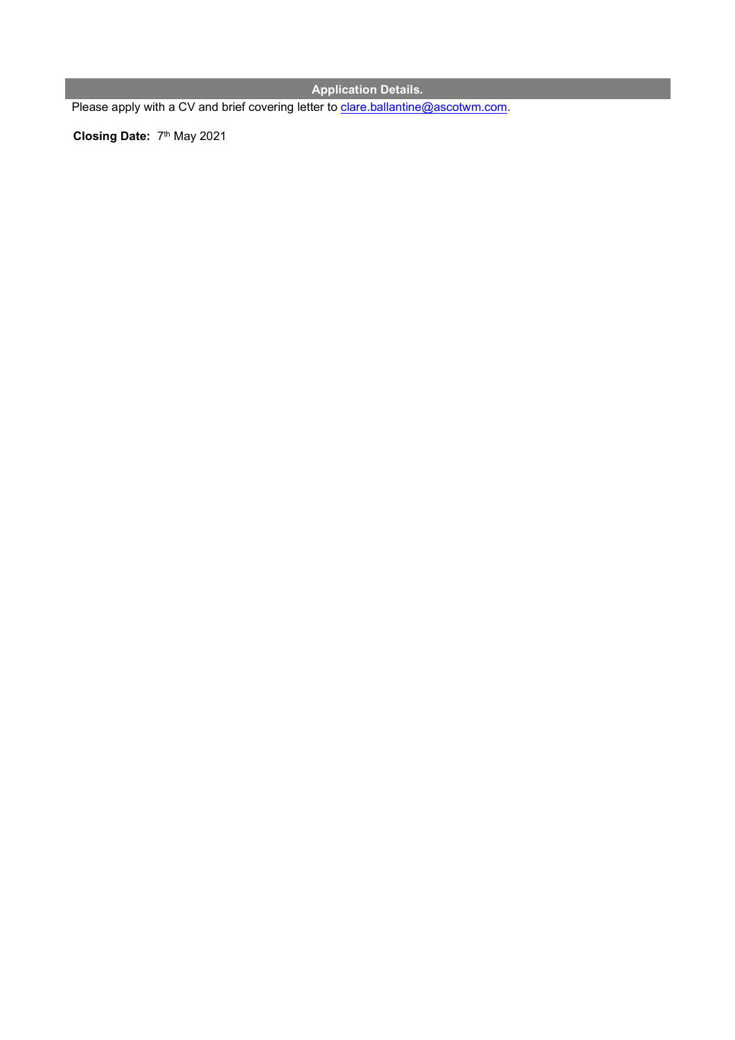## Application Details.

Please apply with a CV and brief covering letter to clare.ballantine@ascotwm.com.

**Closing Date:** 7th May 2021